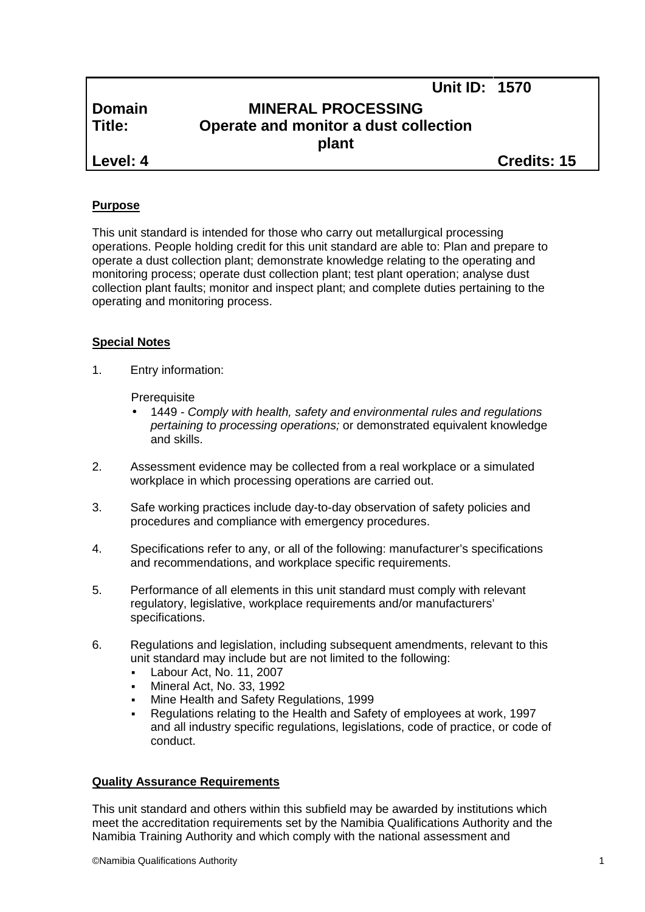| | | Unit ID: | 1570 |
|---|---|---|---|
| **Domain** | **MINERAL PROCESSING** | | |
| **Title:** | **Operate and monitor a dust collection plant** | | |
| **Level: 4** | | | **Credits: 15** |

## Purpose

This unit standard is intended for those who carry out metallurgical processing operations. People holding credit for this unit standard are able to: Plan and prepare to operate a dust collection plant; demonstrate knowledge relating to the operating and monitoring process; operate dust collection plant; test plant operation; analyse dust collection plant faults; monitor and inspect plant; and complete duties pertaining to the operating and monitoring process.

## Special Notes

1. Entry information:

   Prerequisite
   - 1449 - *Comply with health, safety and environmental rules and regulations pertaining to processing operations;* or demonstrated equivalent knowledge and skills.

2. Assessment evidence may be collected from a real workplace or a simulated workplace in which processing operations are carried out.

3. Safe working practices include day-to-day observation of safety policies and procedures and compliance with emergency procedures.

4. Specifications refer to any, or all of the following: manufacturer's specifications and recommendations, and workplace specific requirements.

5. Performance of all elements in this unit standard must comply with relevant regulatory, legislative, workplace requirements and/or manufacturers' specifications.

6. Regulations and legislation, including subsequent amendments, relevant to this unit standard may include but are not limited to the following:
   - Labour Act, No. 11, 2007
   - Mineral Act, No. 33, 1992
   - Mine Health and Safety Regulations, 1999
   - Regulations relating to the Health and Safety of employees at work, 1997 and all industry specific regulations, legislations, code of practice, or code of conduct.

## Quality Assurance Requirements

This unit standard and others within this subfield may be awarded by institutions which meet the accreditation requirements set by the Namibia Qualifications Authority and the Namibia Training Authority and which comply with the national assessment and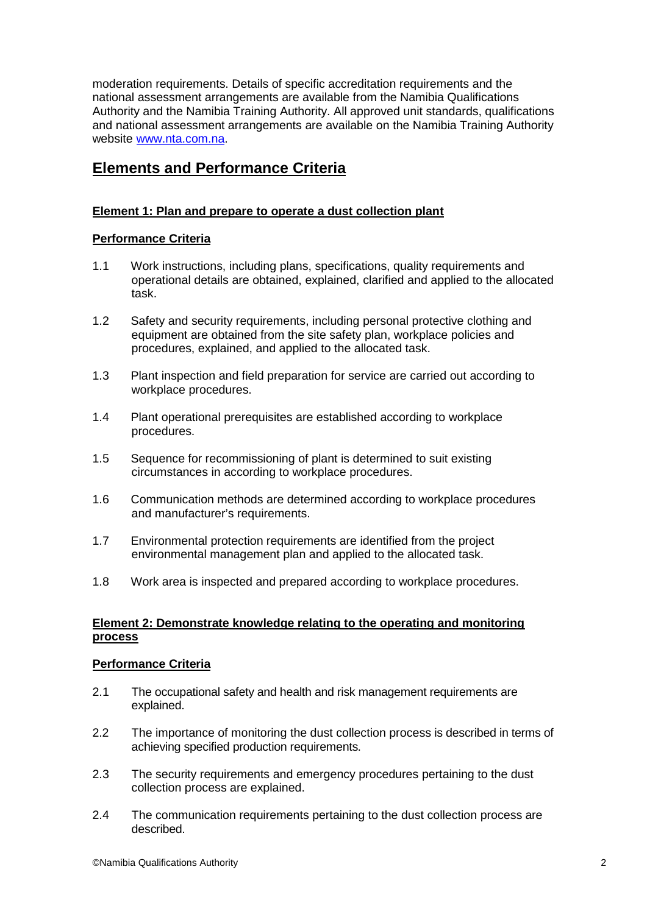moderation requirements. Details of specific accreditation requirements and the national assessment arrangements are available from the Namibia Qualifications Authority and the Namibia Training Authority. All approved unit standards, qualifications and national assessment arrangements are available on the Namibia Training Authority website www.nta.com.na.

## Elements and Performance Criteria

### Element 1: Plan and prepare to operate a dust collection plant

**Performance Criteria**

1.1 Work instructions, including plans, specifications, quality requirements and operational details are obtained, explained, clarified and applied to the allocated task.

1.2 Safety and security requirements, including personal protective clothing and equipment are obtained from the site safety plan, workplace policies and procedures, explained, and applied to the allocated task.

1.3 Plant inspection and field preparation for service are carried out according to workplace procedures.

1.4 Plant operational prerequisites are established according to workplace procedures.

1.5 Sequence for recommissioning of plant is determined to suit existing circumstances in according to workplace procedures.

1.6 Communication methods are determined according to workplace procedures and manufacturer's requirements.

1.7 Environmental protection requirements are identified from the project environmental management plan and applied to the allocated task.

1.8 Work area is inspected and prepared according to workplace procedures.

### Element 2: Demonstrate knowledge relating to the operating and monitoring process

**Performance Criteria**

2.1 The occupational safety and health and risk management requirements are explained.

2.2 The importance of monitoring the dust collection process is described in terms of achieving specified production requirements.

2.3 The security requirements and emergency procedures pertaining to the dust collection process are explained.

2.4 The communication requirements pertaining to the dust collection process are described.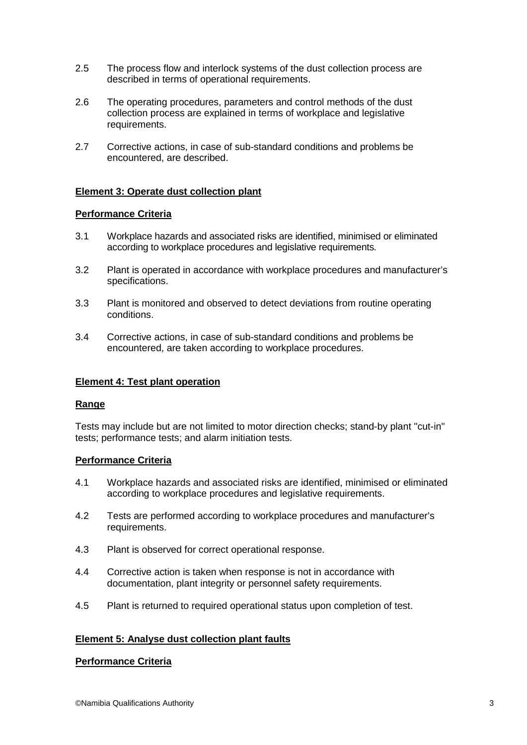2.5 The process flow and interlock systems of the dust collection process are described in terms of operational requirements.

2.6 The operating procedures, parameters and control methods of the dust collection process are explained in terms of workplace and legislative requirements.

2.7 Corrective actions, in case of sub-standard conditions and problems be encountered, are described.

**Element 3: Operate dust collection plant**

**Performance Criteria**

3.1 Workplace hazards and associated risks are identified, minimised or eliminated according to workplace procedures and legislative requirements.

3.2 Plant is operated in accordance with workplace procedures and manufacturer's specifications.

3.3 Plant is monitored and observed to detect deviations from routine operating conditions.

3.4 Corrective actions, in case of sub-standard conditions and problems be encountered, are taken according to workplace procedures.

**Element 4: Test plant operation**

**Range**

Tests may include but are not limited to motor direction checks; stand-by plant "cut-in" tests; performance tests; and alarm initiation tests.

**Performance Criteria**

4.1 Workplace hazards and associated risks are identified, minimised or eliminated according to workplace procedures and legislative requirements.

4.2 Tests are performed according to workplace procedures and manufacturer's requirements.

4.3 Plant is observed for correct operational response.

4.4 Corrective action is taken when response is not in accordance with documentation, plant integrity or personnel safety requirements.

4.5 Plant is returned to required operational status upon completion of test.

**Element 5: Analyse dust collection plant faults**

**Performance Criteria**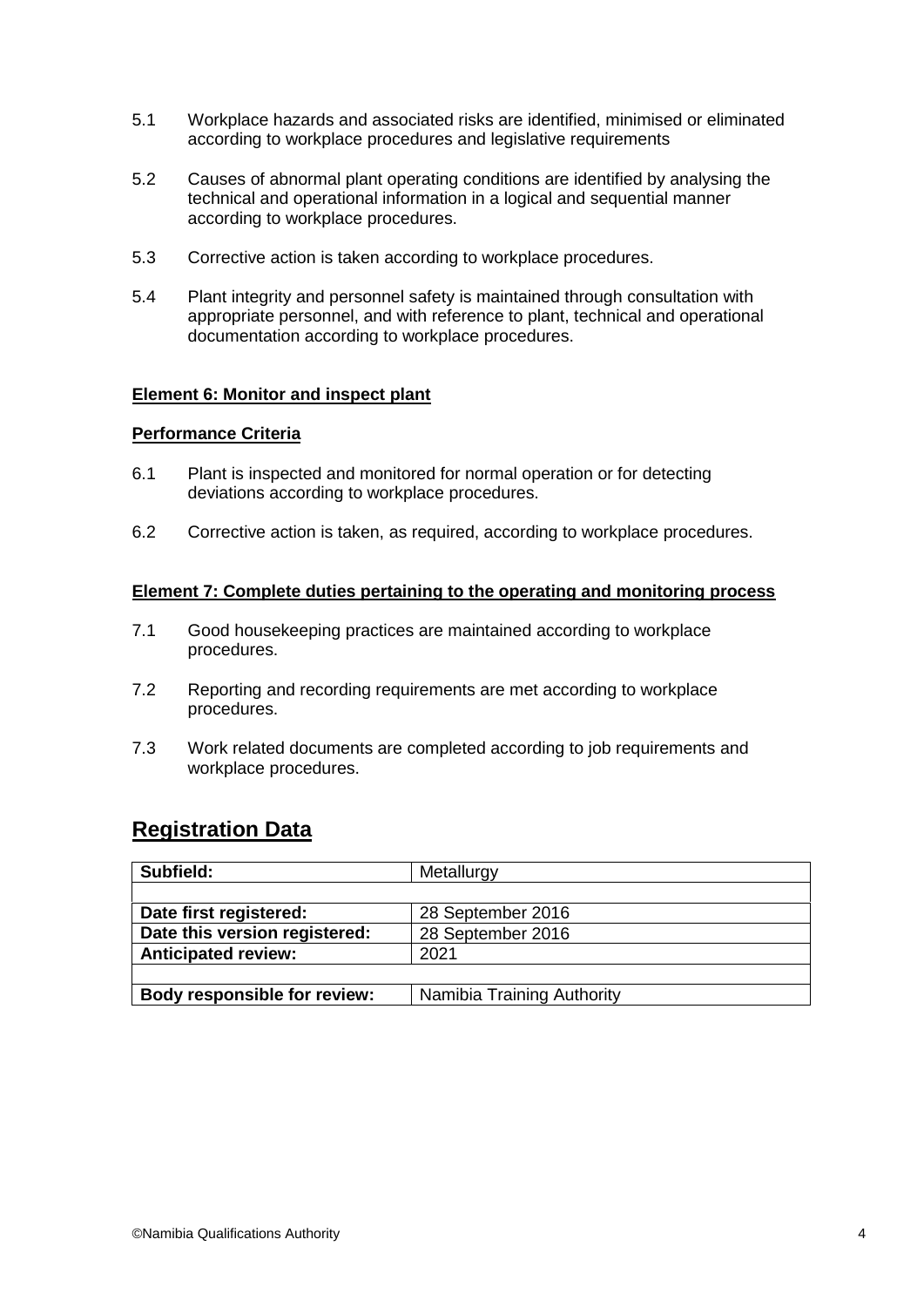5.1 Workplace hazards and associated risks are identified, minimised or eliminated according to workplace procedures and legislative requirements

5.2 Causes of abnormal plant operating conditions are identified by analysing the technical and operational information in a logical and sequential manner according to workplace procedures.

5.3 Corrective action is taken according to workplace procedures.

5.4 Plant integrity and personnel safety is maintained through consultation with appropriate personnel, and with reference to plant, technical and operational documentation according to workplace procedures.

**Element 6: Monitor and inspect plant**

**Performance Criteria**

6.1 Plant is inspected and monitored for normal operation or for detecting deviations according to workplace procedures.

6.2 Corrective action is taken, as required, according to workplace procedures.

**Element 7: Complete duties pertaining to the operating and monitoring process**

7.1 Good housekeeping practices are maintained according to workplace procedures.

7.2 Reporting and recording requirements are met according to workplace procedures.

7.3 Work related documents are completed according to job requirements and workplace procedures.

## Registration Data

| | |
|---|---|
| **Subfield:** | Metallurgy |
| | |
| **Date first registered:** | 28 September 2016 |
| **Date this version registered:** | 28 September 2016 |
| **Anticipated review:** | 2021 |
| | |
| **Body responsible for review:** | Namibia Training Authority |